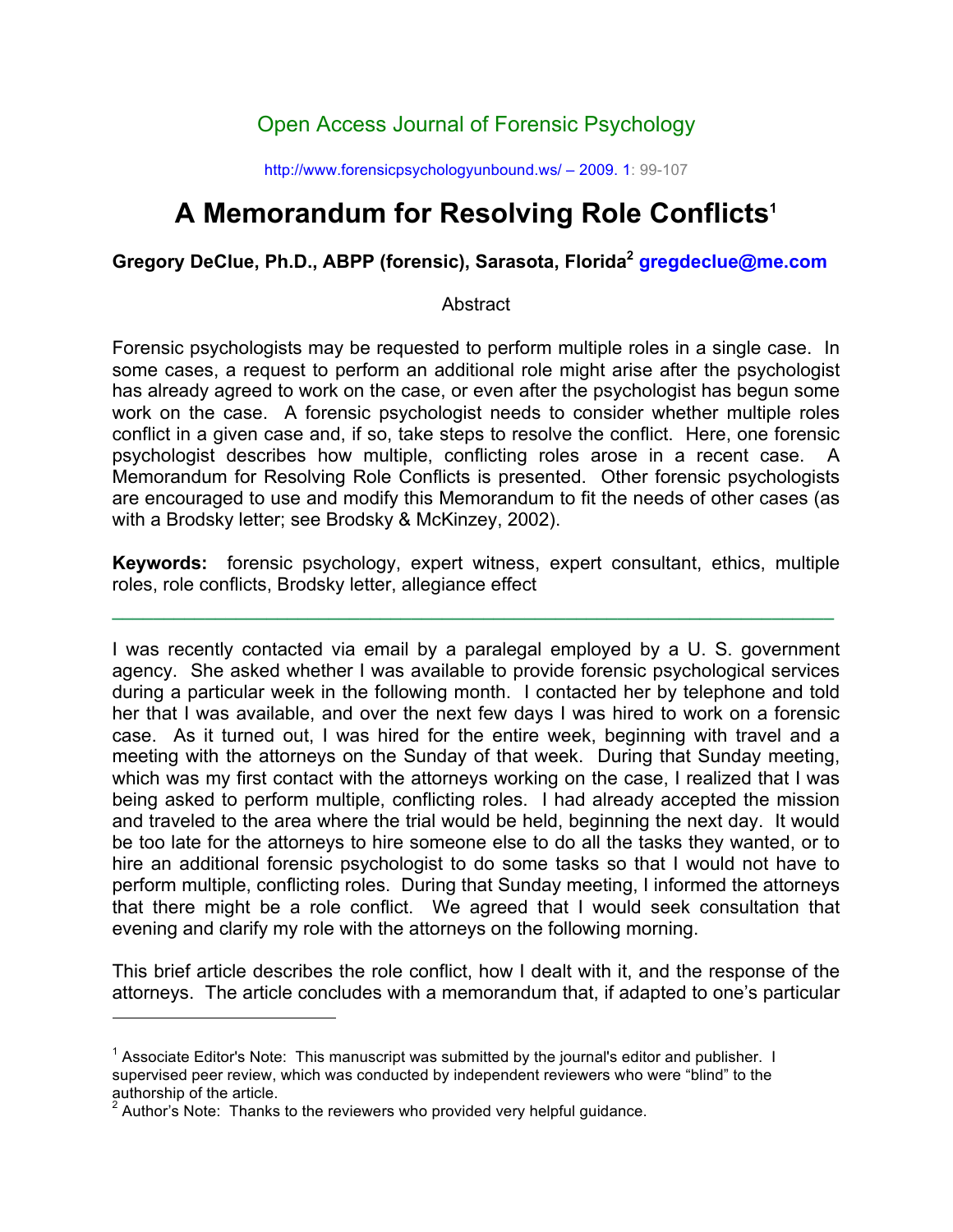Open Access Journal of Forensic Psychology

http://www.forensicpsychologyunbound.ws/ – 2009. 1: 99-107

# A Memorandum for Resolving Role Conflicts[1]

**Gregory DeClue, Ph.D., ABPP (forensic), Sarasota, Florida[2] gregdeclue@me.com**

Abstract

Forensic psychologists may be requested to perform multiple roles in a single case. In some cases, a request to perform an additional role might arise after the psychologist has already agreed to work on the case, or even after the psychologist has begun some work on the case. A forensic psychologist needs to consider whether multiple roles conflict in a given case and, if so, take steps to resolve the conflict. Here, one forensic psychologist describes how multiple, conflicting roles arose in a recent case. A Memorandum for Resolving Role Conflicts is presented. Other forensic psychologists are encouraged to use and modify this Memorandum to fit the needs of other cases (as with a Brodsky letter; see Brodsky & McKinzey, 2002).

**Keywords:** forensic psychology, expert witness, expert consultant, ethics, multiple roles, role conflicts, Brodsky letter, allegiance effect

---

I was recently contacted via email by a paralegal employed by a U. S. government agency. She asked whether I was available to provide forensic psychological services during a particular week in the following month. I contacted her by telephone and told her that I was available, and over the next few days I was hired to work on a forensic case. As it turned out, I was hired for the entire week, beginning with travel and a meeting with the attorneys on the Sunday of that week. During that Sunday meeting, which was my first contact with the attorneys working on the case, I realized that I was being asked to perform multiple, conflicting roles. I had already accepted the mission and traveled to the area where the trial would be held, beginning the next day. It would be too late for the attorneys to hire someone else to do all the tasks they wanted, or to hire an additional forensic psychologist to do some tasks so that I would not have to perform multiple, conflicting roles. During that Sunday meeting, I informed the attorneys that there might be a role conflict. We agreed that I would seek consultation that evening and clarify my role with the attorneys on the following morning.

This brief article describes the role conflict, how I dealt with it, and the response of the attorneys. The article concludes with a memorandum that, if adapted to one's particular

[1] Associate Editor's Note: This manuscript was submitted by the journal's editor and publisher. I supervised peer review, which was conducted by independent reviewers who were "blind" to the authorship of the article.

[2] Author's Note: Thanks to the reviewers who provided very helpful guidance.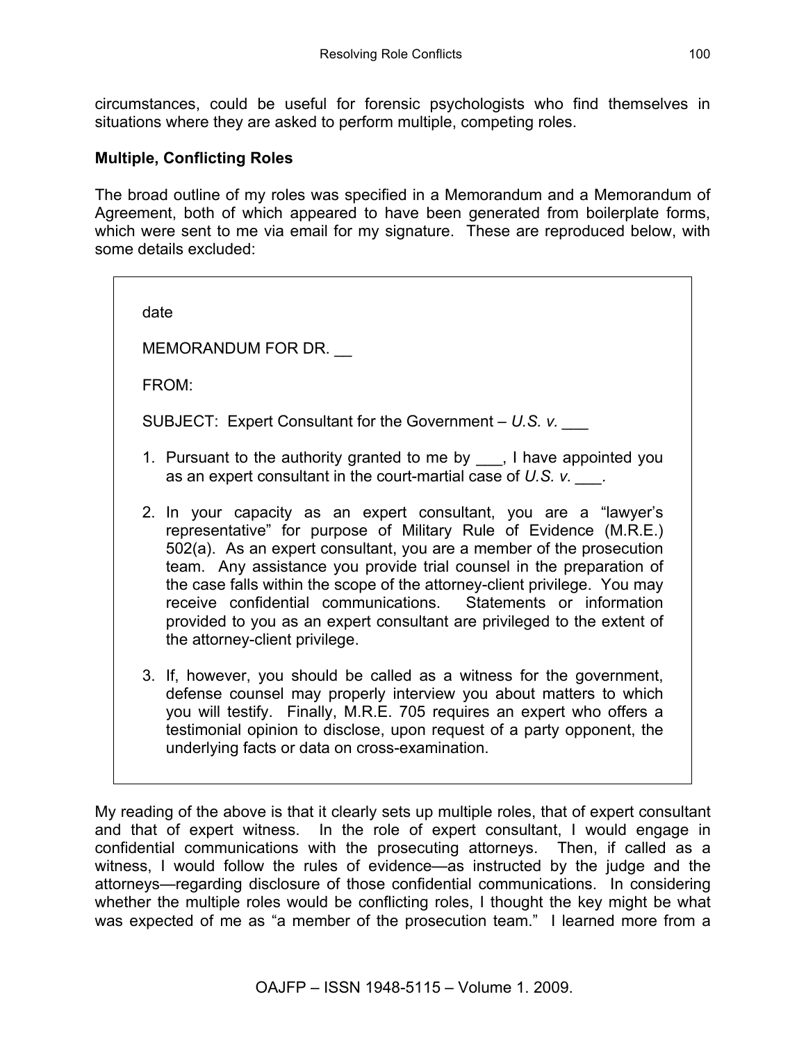circumstances, could be useful for forensic psychologists who find themselves in situations where they are asked to perform multiple, competing roles.

**Multiple, Conflicting Roles**

The broad outline of my roles was specified in a Memorandum and a Memorandum of Agreement, both of which appeared to have been generated from boilerplate forms, which were sent to me via email for my signature. These are reproduced below, with some details excluded:

> date
>
> MEMORANDUM FOR DR. __
>
> FROM:
>
> SUBJECT: Expert Consultant for the Government – *U.S. v.* ___
>
> 1. Pursuant to the authority granted to me by ___, I have appointed you as an expert consultant in the court-martial case of *U.S. v.* ___.
>
> 2. In your capacity as an expert consultant, you are a "lawyer's representative" for purpose of Military Rule of Evidence (M.R.E.) 502(a). As an expert consultant, you are a member of the prosecution team. Any assistance you provide trial counsel in the preparation of the case falls within the scope of the attorney-client privilege. You may receive confidential communications. Statements or information provided to you as an expert consultant are privileged to the extent of the attorney-client privilege.
>
> 3. If, however, you should be called as a witness for the government, defense counsel may properly interview you about matters to which you will testify. Finally, M.R.E. 705 requires an expert who offers a testimonial opinion to disclose, upon request of a party opponent, the underlying facts or data on cross-examination.

My reading of the above is that it clearly sets up multiple roles, that of expert consultant and that of expert witness. In the role of expert consultant, I would engage in confidential communications with the prosecuting attorneys. Then, if called as a witness, I would follow the rules of evidence—as instructed by the judge and the attorneys—regarding disclosure of those confidential communications. In considering whether the multiple roles would be conflicting roles, I thought the key might be what was expected of me as "a member of the prosecution team." I learned more from a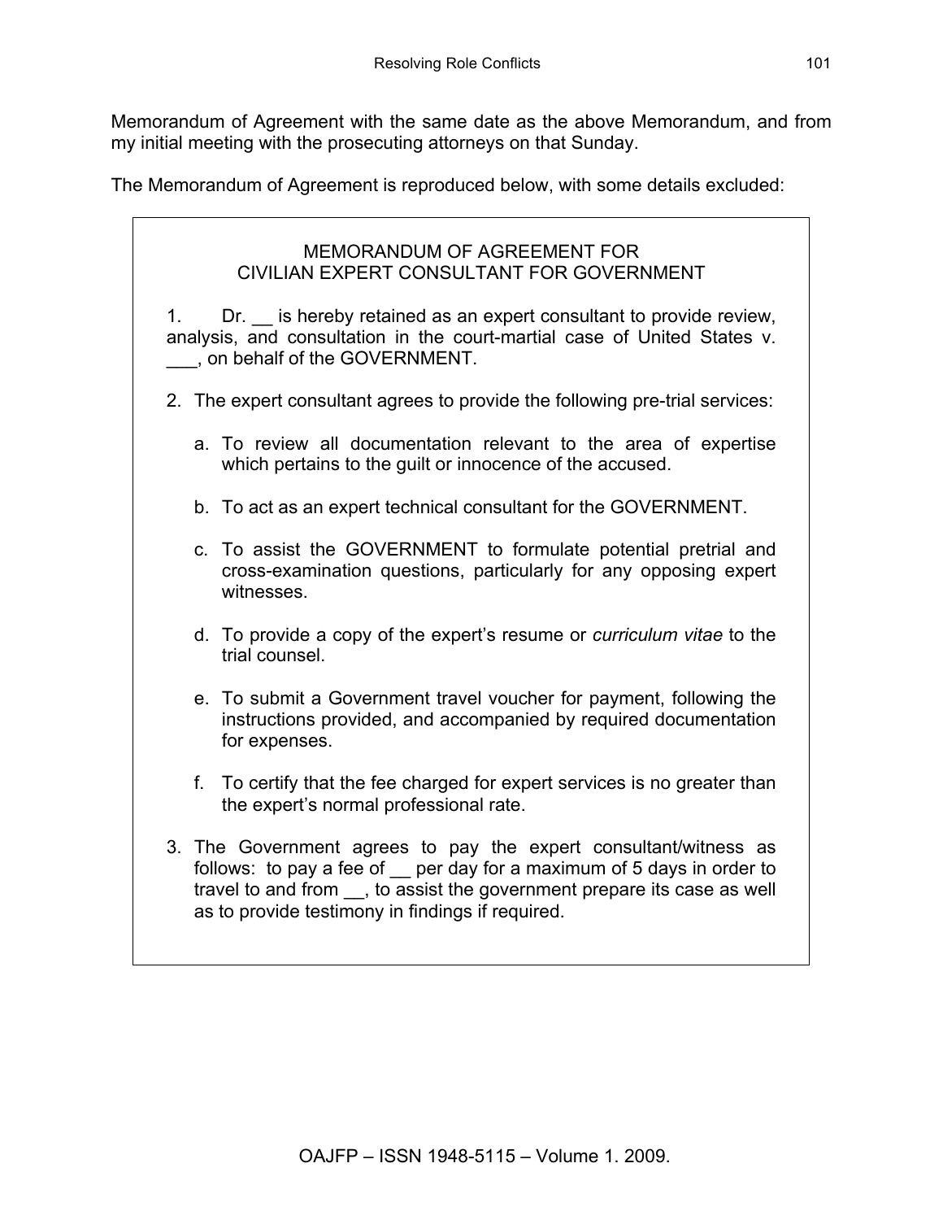Memorandum of Agreement with the same date as the above Memorandum, and from my initial meeting with the prosecuting attorneys on that Sunday.

The Memorandum of Agreement is reproduced below, with some details excluded:

MEMORANDUM OF AGREEMENT FOR
CIVILIAN EXPERT CONSULTANT FOR GOVERNMENT

1. Dr. __ is hereby retained as an expert consultant to provide review, analysis, and consultation in the court-martial case of United States v. ___, on behalf of the GOVERNMENT.

2. The expert consultant agrees to provide the following pre-trial services:

   a. To review all documentation relevant to the area of expertise which pertains to the guilt or innocence of the accused.

   b. To act as an expert technical consultant for the GOVERNMENT.

   c. To assist the GOVERNMENT to formulate potential pretrial and cross-examination questions, particularly for any opposing expert witnesses.

   d. To provide a copy of the expert's resume or *curriculum vitae* to the trial counsel.

   e. To submit a Government travel voucher for payment, following the instructions provided, and accompanied by required documentation for expenses.

   f. To certify that the fee charged for expert services is no greater than the expert's normal professional rate.

3. The Government agrees to pay the expert consultant/witness as follows: to pay a fee of __ per day for a maximum of 5 days in order to travel to and from __, to assist the government prepare its case as well as to provide testimony in findings if required.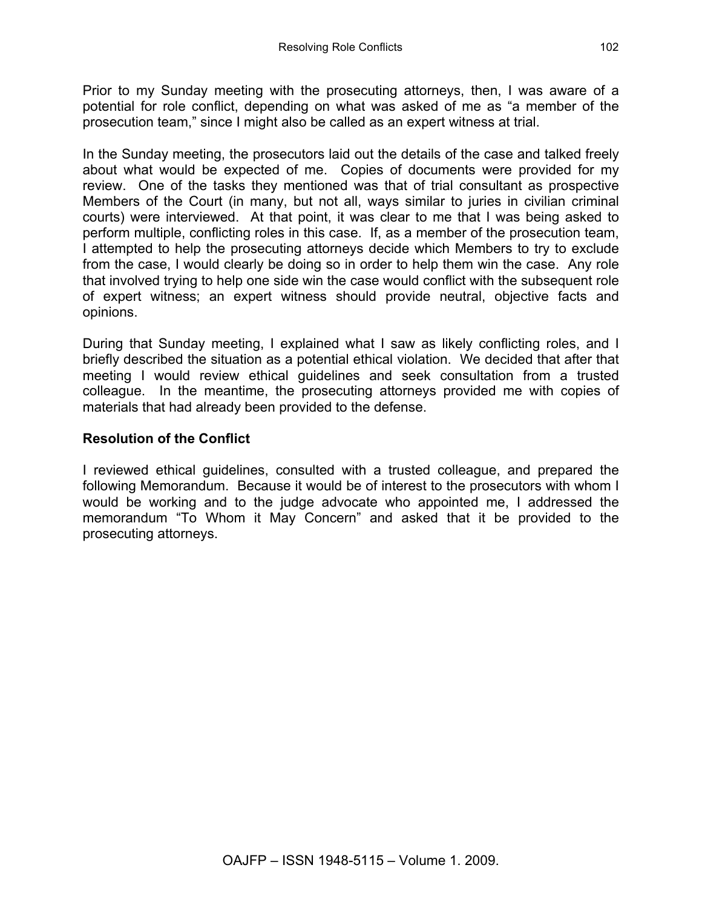Prior to my Sunday meeting with the prosecuting attorneys, then, I was aware of a potential for role conflict, depending on what was asked of me as "a member of the prosecution team," since I might also be called as an expert witness at trial.

In the Sunday meeting, the prosecutors laid out the details of the case and talked freely about what would be expected of me. Copies of documents were provided for my review. One of the tasks they mentioned was that of trial consultant as prospective Members of the Court (in many, but not all, ways similar to juries in civilian criminal courts) were interviewed. At that point, it was clear to me that I was being asked to perform multiple, conflicting roles in this case. If, as a member of the prosecution team, I attempted to help the prosecuting attorneys decide which Members to try to exclude from the case, I would clearly be doing so in order to help them win the case. Any role that involved trying to help one side win the case would conflict with the subsequent role of expert witness; an expert witness should provide neutral, objective facts and opinions.

During that Sunday meeting, I explained what I saw as likely conflicting roles, and I briefly described the situation as a potential ethical violation. We decided that after that meeting I would review ethical guidelines and seek consultation from a trusted colleague. In the meantime, the prosecuting attorneys provided me with copies of materials that had already been provided to the defense.

**Resolution of the Conflict**

I reviewed ethical guidelines, consulted with a trusted colleague, and prepared the following Memorandum. Because it would be of interest to the prosecutors with whom I would be working and to the judge advocate who appointed me, I addressed the memorandum "To Whom it May Concern" and asked that it be provided to the prosecuting attorneys.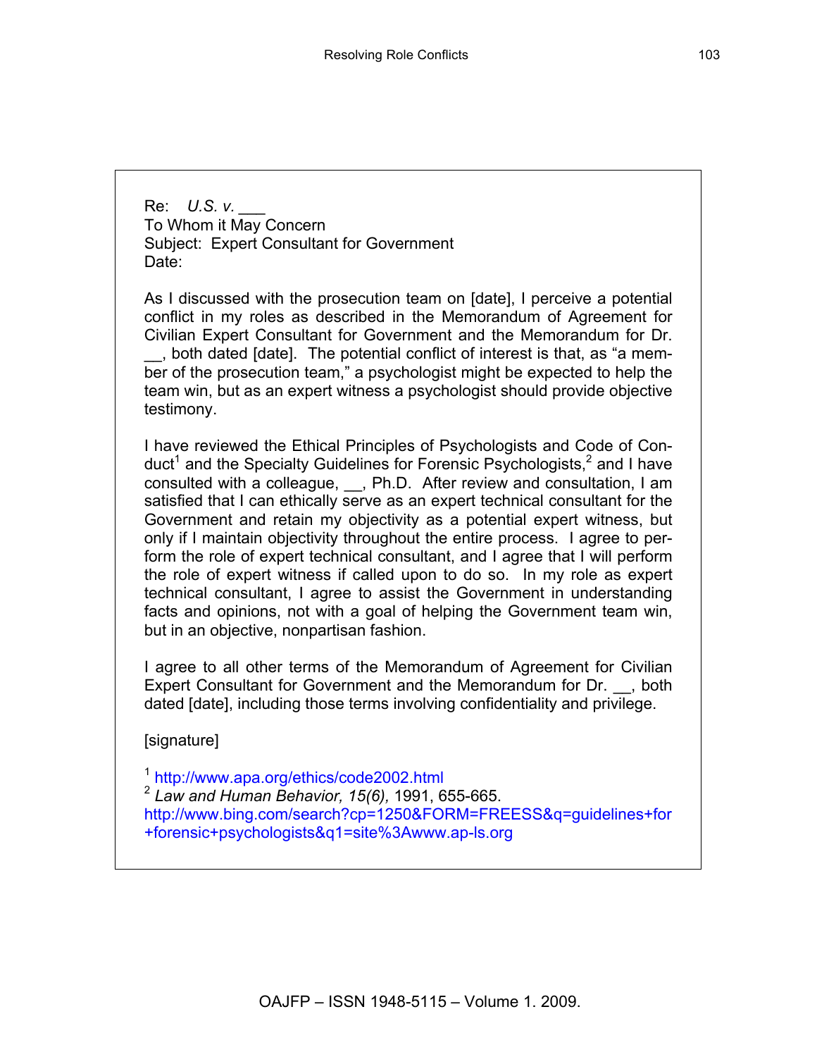Re: *U.S. v.* ___
To Whom it May Concern
Subject: Expert Consultant for Government
Date:

As I discussed with the prosecution team on [date], I perceive a potential conflict in my roles as described in the Memorandum of Agreement for Civilian Expert Consultant for Government and the Memorandum for Dr. __, both dated [date]. The potential conflict of interest is that, as "a member of the prosecution team," a psychologist might be expected to help the team win, but as an expert witness a psychologist should provide objective testimony.

I have reviewed the Ethical Principles of Psychologists and Code of Conduct[1] and the Specialty Guidelines for Forensic Psychologists,[2] and I have consulted with a colleague, __, Ph.D. After review and consultation, I am satisfied that I can ethically serve as an expert technical consultant for the Government and retain my objectivity as a potential expert witness, but only if I maintain objectivity throughout the entire process. I agree to perform the role of expert technical consultant, and I agree that I will perform the role of expert witness if called upon to do so. In my role as expert technical consultant, I agree to assist the Government in understanding facts and opinions, not with a goal of helping the Government team win, but in an objective, nonpartisan fashion.

I agree to all other terms of the Memorandum of Agreement for Civilian Expert Consultant for Government and the Memorandum for Dr. __, both dated [date], including those terms involving confidentiality and privilege.

[signature]

[1] http://www.apa.org/ethics/code2002.html
[2] *Law and Human Behavior, 15(6),* 1991, 655-665.
http://www.bing.com/search?cp=1250&FORM=FREESS&q=guidelines+for+forensic+psychologists&q1=site%3Awww.ap-ls.org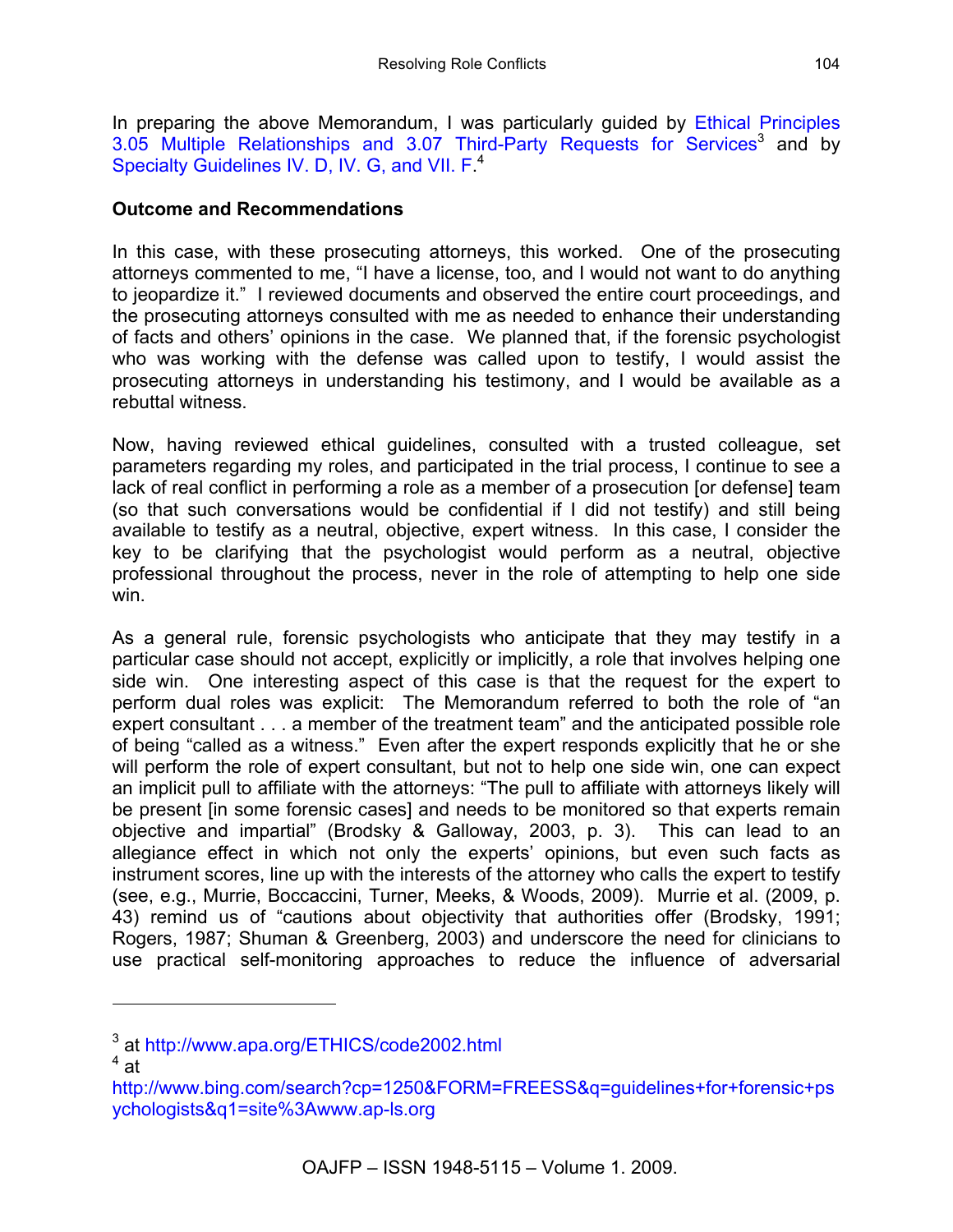In preparing the above Memorandum, I was particularly guided by Ethical Principles 3.05 Multiple Relationships and 3.07 Third-Party Requests for Services[3] and by Specialty Guidelines IV. D, IV. G, and VII. F.[4]

**Outcome and Recommendations**

In this case, with these prosecuting attorneys, this worked. One of the prosecuting attorneys commented to me, "I have a license, too, and I would not want to do anything to jeopardize it." I reviewed documents and observed the entire court proceedings, and the prosecuting attorneys consulted with me as needed to enhance their understanding of facts and others' opinions in the case. We planned that, if the forensic psychologist who was working with the defense was called upon to testify, I would assist the prosecuting attorneys in understanding his testimony, and I would be available as a rebuttal witness.

Now, having reviewed ethical guidelines, consulted with a trusted colleague, set parameters regarding my roles, and participated in the trial process, I continue to see a lack of real conflict in performing a role as a member of a prosecution [or defense] team (so that such conversations would be confidential if I did not testify) and still being available to testify as a neutral, objective, expert witness. In this case, I consider the key to be clarifying that the psychologist would perform as a neutral, objective professional throughout the process, never in the role of attempting to help one side win.

As a general rule, forensic psychologists who anticipate that they may testify in a particular case should not accept, explicitly or implicitly, a role that involves helping one side win. One interesting aspect of this case is that the request for the expert to perform dual roles was explicit: The Memorandum referred to both the role of "an expert consultant . . . a member of the treatment team" and the anticipated possible role of being "called as a witness." Even after the expert responds explicitly that he or she will perform the role of expert consultant, but not to help one side win, one can expect an implicit pull to affiliate with the attorneys: "The pull to affiliate with attorneys likely will be present [in some forensic cases] and needs to be monitored so that experts remain objective and impartial" (Brodsky & Galloway, 2003, p. 3). This can lead to an allegiance effect in which not only the experts' opinions, but even such facts as instrument scores, line up with the interests of the attorney who calls the expert to testify (see, e.g., Murrie, Boccaccini, Turner, Meeks, & Woods, 2009). Murrie et al. (2009, p. 43) remind us of "cautions about objectivity that authorities offer (Brodsky, 1991; Rogers, 1987; Shuman & Greenberg, 2003) and underscore the need for clinicians to use practical self-monitoring approaches to reduce the influence of adversarial

---

[3] at http://www.apa.org/ETHICS/code2002.html

[4] at http://www.bing.com/search?cp=1250&FORM=FREESS&q=guidelines+for+forensic+psychologists&q1=site%3Awww.ap-ls.org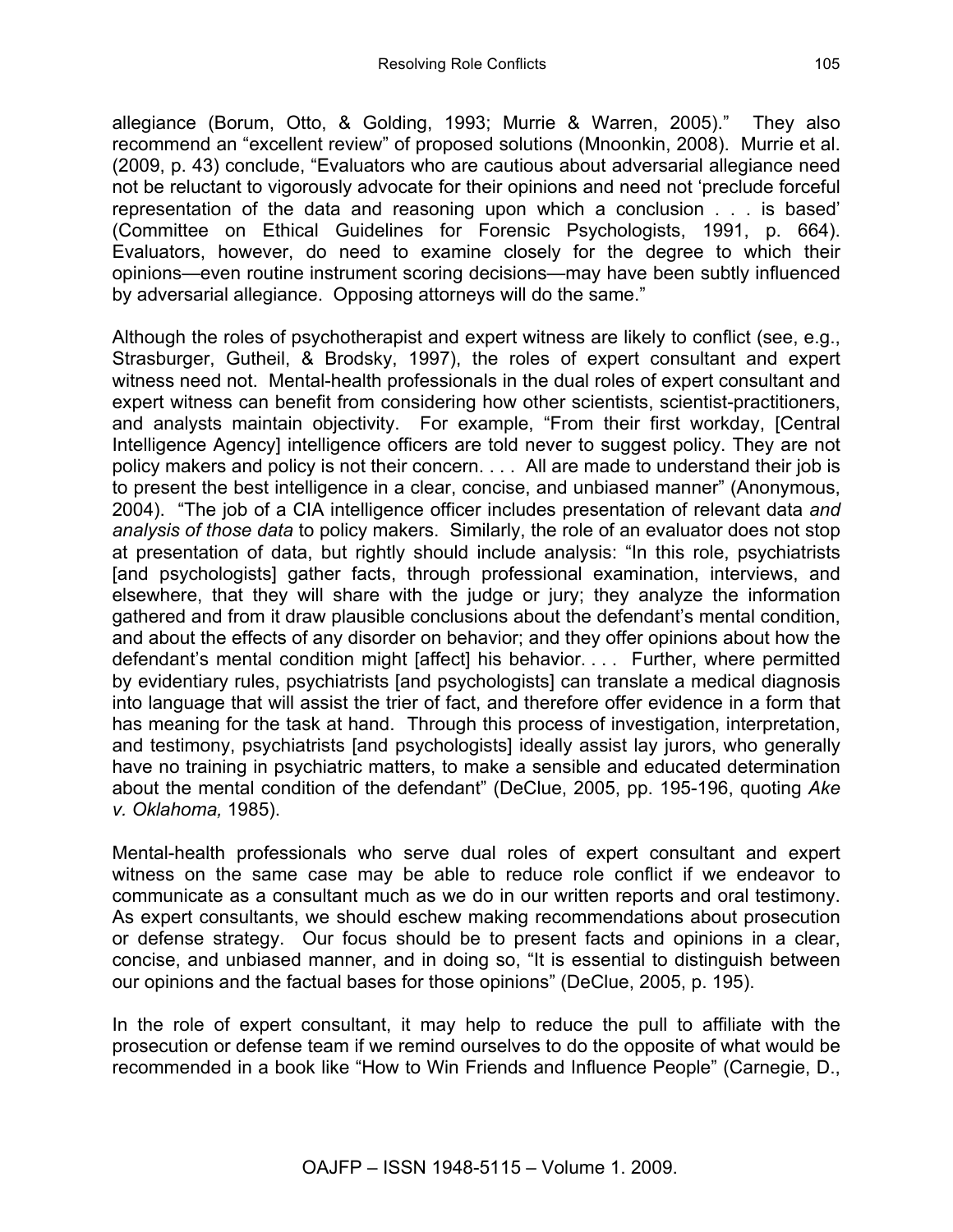allegiance (Borum, Otto, & Golding, 1993; Murrie & Warren, 2005)." They also recommend an "excellent review" of proposed solutions (Mnoonkin, 2008). Murrie et al. (2009, p. 43) conclude, "Evaluators who are cautious about adversarial allegiance need not be reluctant to vigorously advocate for their opinions and need not 'preclude forceful representation of the data and reasoning upon which a conclusion . . . is based' (Committee on Ethical Guidelines for Forensic Psychologists, 1991, p. 664). Evaluators, however, do need to examine closely for the degree to which their opinions—even routine instrument scoring decisions—may have been subtly influenced by adversarial allegiance. Opposing attorneys will do the same."

Although the roles of psychotherapist and expert witness are likely to conflict (see, e.g., Strasburger, Gutheil, & Brodsky, 1997), the roles of expert consultant and expert witness need not. Mental-health professionals in the dual roles of expert consultant and expert witness can benefit from considering how other scientists, scientist-practitioners, and analysts maintain objectivity. For example, "From their first workday, [Central Intelligence Agency] intelligence officers are told never to suggest policy. They are not policy makers and policy is not their concern. . . . All are made to understand their job is to present the best intelligence in a clear, concise, and unbiased manner" (Anonymous, 2004). "The job of a CIA intelligence officer includes presentation of relevant data *and analysis of those data* to policy makers. Similarly, the role of an evaluator does not stop at presentation of data, but rightly should include analysis: "In this role, psychiatrists [and psychologists] gather facts, through professional examination, interviews, and elsewhere, that they will share with the judge or jury; they analyze the information gathered and from it draw plausible conclusions about the defendant's mental condition, and about the effects of any disorder on behavior; and they offer opinions about how the defendant's mental condition might [affect] his behavior. . . . Further, where permitted by evidentiary rules, psychiatrists [and psychologists] can translate a medical diagnosis into language that will assist the trier of fact, and therefore offer evidence in a form that has meaning for the task at hand. Through this process of investigation, interpretation, and testimony, psychiatrists [and psychologists] ideally assist lay jurors, who generally have no training in psychiatric matters, to make a sensible and educated determination about the mental condition of the defendant" (DeClue, 2005, pp. 195-196, quoting *Ake v. Oklahoma,* 1985).

Mental-health professionals who serve dual roles of expert consultant and expert witness on the same case may be able to reduce role conflict if we endeavor to communicate as a consultant much as we do in our written reports and oral testimony. As expert consultants, we should eschew making recommendations about prosecution or defense strategy. Our focus should be to present facts and opinions in a clear, concise, and unbiased manner, and in doing so, "It is essential to distinguish between our opinions and the factual bases for those opinions" (DeClue, 2005, p. 195).

In the role of expert consultant, it may help to reduce the pull to affiliate with the prosecution or defense team if we remind ourselves to do the opposite of what would be recommended in a book like "How to Win Friends and Influence People" (Carnegie, D.,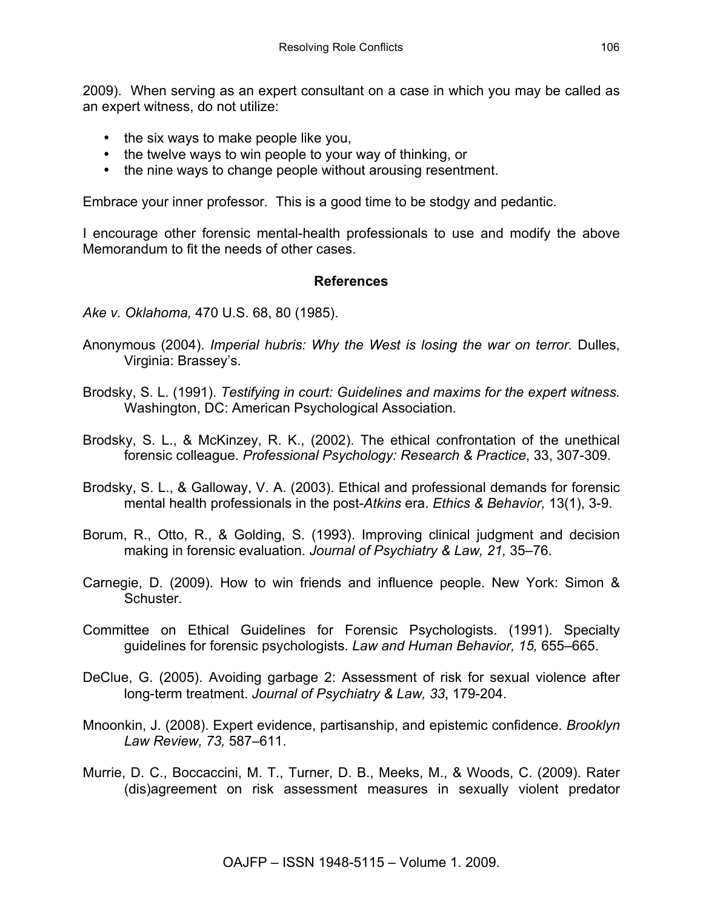2009). When serving as an expert consultant on a case in which you may be called as an expert witness, do not utilize:

- the six ways to make people like you,
- the twelve ways to win people to your way of thinking, or
- the nine ways to change people without arousing resentment.

Embrace your inner professor. This is a good time to be stodgy and pedantic.

I encourage other forensic mental-health professionals to use and modify the above Memorandum to fit the needs of other cases.

**References**

*Ake v. Oklahoma,* 470 U.S. 68, 80 (1985).

Anonymous (2004). *Imperial hubris: Why the West is losing the war on terror.* Dulles, Virginia: Brassey's.

Brodsky, S. L. (1991). *Testifying in court: Guidelines and maxims for the expert witness.* Washington, DC: American Psychological Association.

Brodsky, S. L., & McKinzey, R. K., (2002). The ethical confrontation of the unethical forensic colleague. *Professional Psychology: Research & Practice*, 33, 307-309.

Brodsky, S. L., & Galloway, V. A. (2003). Ethical and professional demands for forensic mental health professionals in the post-*Atkins* era. *Ethics & Behavior,* 13(1), 3-9.

Borum, R., Otto, R., & Golding, S. (1993). Improving clinical judgment and decision making in forensic evaluation. *Journal of Psychiatry & Law, 21,* 35–76.

Carnegie, D. (2009). How to win friends and influence people. New York: Simon & Schuster.

Committee on Ethical Guidelines for Forensic Psychologists. (1991). Specialty guidelines for forensic psychologists. *Law and Human Behavior, 15,* 655–665.

DeClue, G. (2005). Avoiding garbage 2: Assessment of risk for sexual violence after long-term treatment. *Journal of Psychiatry & Law, 33*, 179-204.

Mnoonkin, J. (2008). Expert evidence, partisanship, and epistemic confidence. *Brooklyn Law Review, 73,* 587–611.

Murrie, D. C., Boccaccini, M. T., Turner, D. B., Meeks, M., & Woods, C. (2009). Rater (dis)agreement on risk assessment measures in sexually violent predator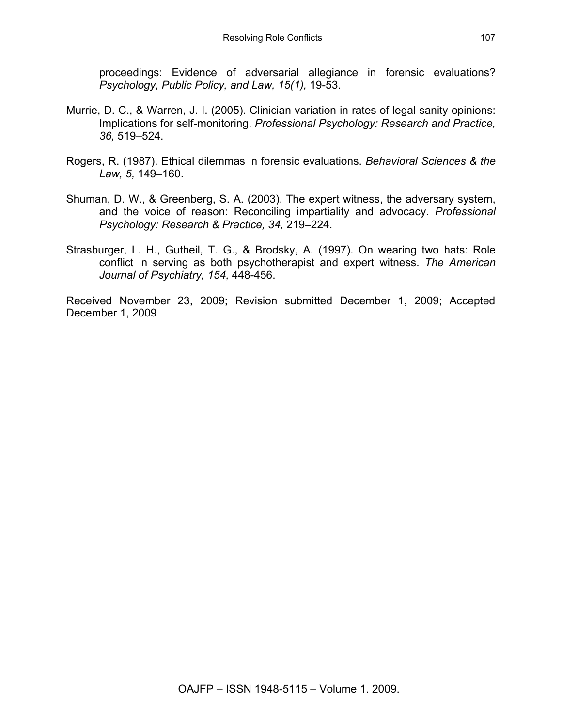proceedings: Evidence of adversarial allegiance in forensic evaluations? *Psychology, Public Policy, and Law, 15(1),* 19-53.

Murrie, D. C., & Warren, J. I. (2005). Clinician variation in rates of legal sanity opinions: Implications for self-monitoring. *Professional Psychology: Research and Practice, 36,* 519–524.

Rogers, R. (1987). Ethical dilemmas in forensic evaluations. *Behavioral Sciences & the Law, 5,* 149–160.

Shuman, D. W., & Greenberg, S. A. (2003). The expert witness, the adversary system, and the voice of reason: Reconciling impartiality and advocacy. *Professional Psychology: Research & Practice, 34,* 219–224.

Strasburger, L. H., Gutheil, T. G., & Brodsky, A. (1997). On wearing two hats: Role conflict in serving as both psychotherapist and expert witness. *The American Journal of Psychiatry, 154,* 448-456.

Received November 23, 2009; Revision submitted December 1, 2009; Accepted December 1, 2009